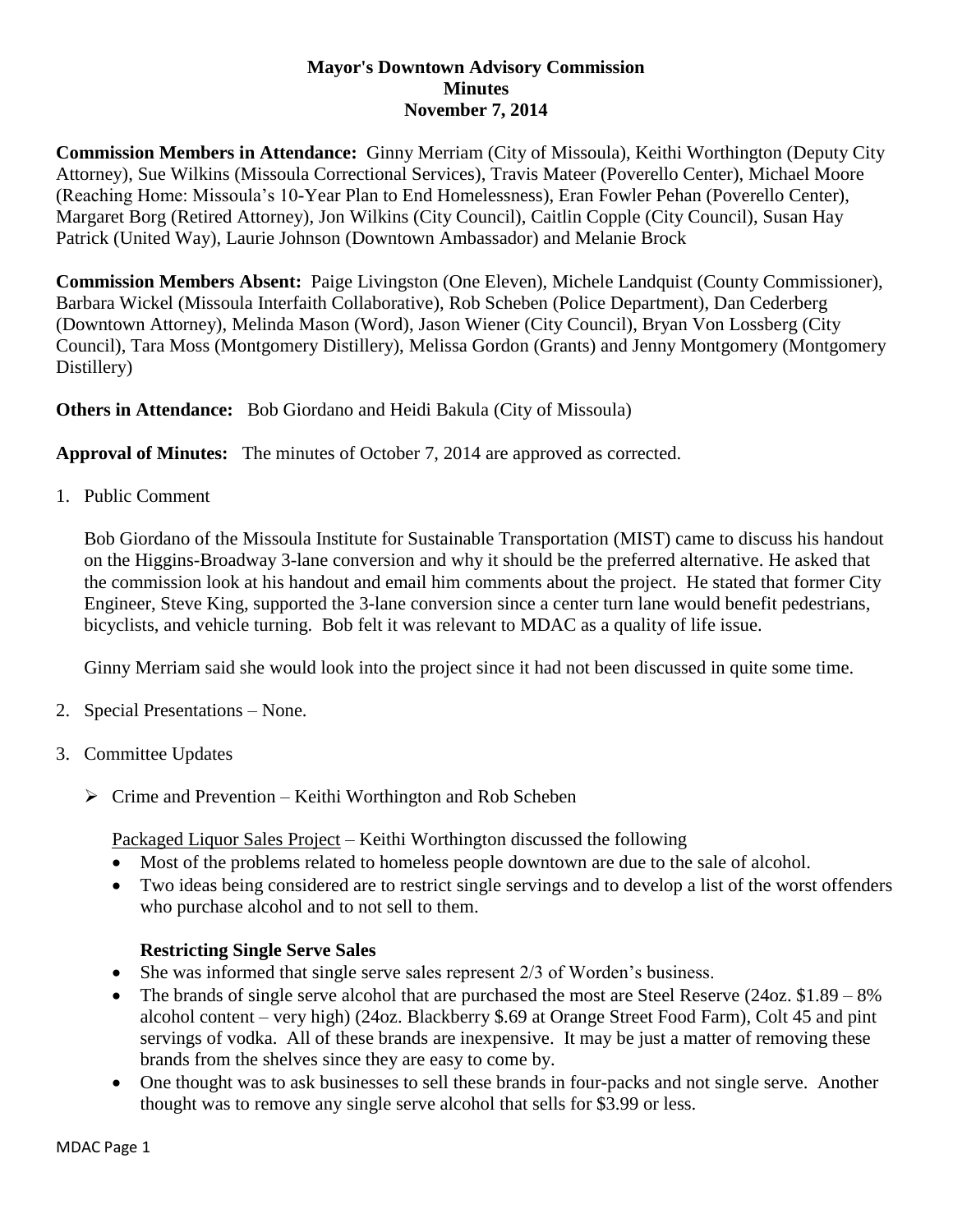**Mayor's Downtown Advisory Commission**
**Minutes**
**November 7, 2014**

**Commission Members in Attendance:** Ginny Merriam (City of Missoula), Keithi Worthington (Deputy City Attorney), Sue Wilkins (Missoula Correctional Services), Travis Mateer (Poverello Center), Michael Moore (Reaching Home: Missoula's 10-Year Plan to End Homelessness), Eran Fowler Pehan (Poverello Center), Margaret Borg (Retired Attorney), Jon Wilkins (City Council), Caitlin Copple (City Council), Susan Hay Patrick (United Way), Laurie Johnson (Downtown Ambassador) and Melanie Brock

**Commission Members Absent:** Paige Livingston (One Eleven), Michele Landquist (County Commissioner), Barbara Wickel (Missoula Interfaith Collaborative), Rob Scheben (Police Department), Dan Cederberg (Downtown Attorney), Melinda Mason (Word), Jason Wiener (City Council), Bryan Von Lossberg (City Council), Tara Moss (Montgomery Distillery), Melissa Gordon (Grants) and Jenny Montgomery (Montgomery Distillery)

**Others in Attendance:** Bob Giordano and Heidi Bakula (City of Missoula)

**Approval of Minutes:** The minutes of October 7, 2014 are approved as corrected.

1. Public Comment

   Bob Giordano of the Missoula Institute for Sustainable Transportation (MIST) came to discuss his handout on the Higgins-Broadway 3-lane conversion and why it should be the preferred alternative. He asked that the commission look at his handout and email him comments about the project. He stated that former City Engineer, Steve King, supported the 3-lane conversion since a center turn lane would benefit pedestrians, bicyclists, and vehicle turning. Bob felt it was relevant to MDAC as a quality of life issue.

   Ginny Merriam said she would look into the project since it had not been discussed in quite some time.

2. Special Presentations – None.

3. Committee Updates

   - Crime and Prevention – Keithi Worthington and Rob Scheben

     Packaged Liquor Sales Project – Keithi Worthington discussed the following

     - Most of the problems related to homeless people downtown are due to the sale of alcohol.
     - Two ideas being considered are to restrict single servings and to develop a list of the worst offenders who purchase alcohol and to not sell to them.

     **Restricting Single Serve Sales**

     - She was informed that single serve sales represent 2/3 of Worden's business.
     - The brands of single serve alcohol that are purchased the most are Steel Reserve (24oz. $1.89 – 8% alcohol content – very high) (24oz. Blackberry $.69 at Orange Street Food Farm), Colt 45 and pint servings of vodka. All of these brands are inexpensive. It may be just a matter of removing these brands from the shelves since they are easy to come by.
     - One thought was to ask businesses to sell these brands in four-packs and not single serve. Another thought was to remove any single serve alcohol that sells for $3.99 or less.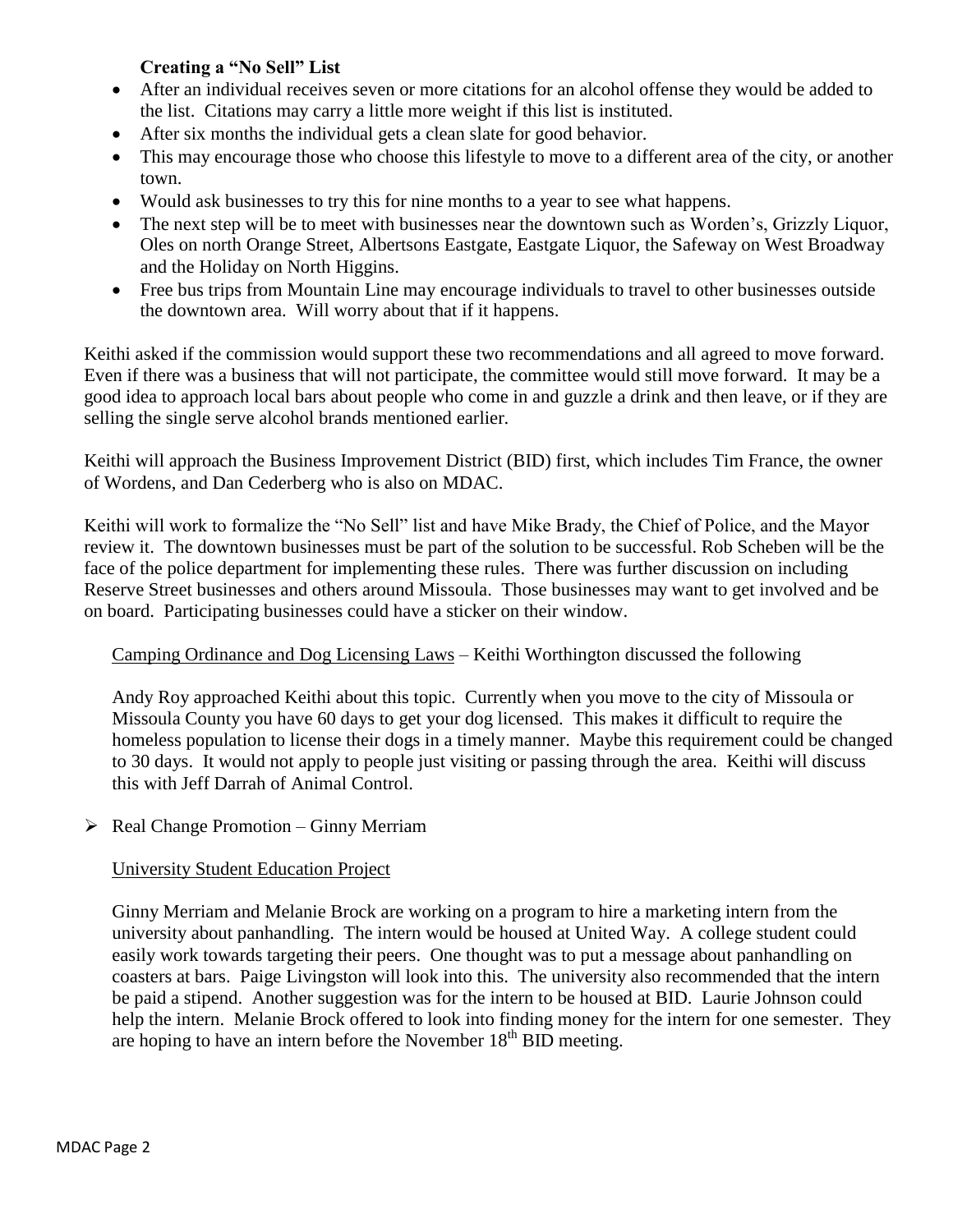**Creating a "No Sell" List**

- After an individual receives seven or more citations for an alcohol offense they would be added to the list. Citations may carry a little more weight if this list is instituted.
- After six months the individual gets a clean slate for good behavior.
- This may encourage those who choose this lifestyle to move to a different area of the city, or another town.
- Would ask businesses to try this for nine months to a year to see what happens.
- The next step will be to meet with businesses near the downtown such as Worden's, Grizzly Liquor, Oles on north Orange Street, Albertsons Eastgate, Eastgate Liquor, the Safeway on West Broadway and the Holiday on North Higgins.
- Free bus trips from Mountain Line may encourage individuals to travel to other businesses outside the downtown area. Will worry about that if it happens.

Keithi asked if the commission would support these two recommendations and all agreed to move forward. Even if there was a business that will not participate, the committee would still move forward. It may be a good idea to approach local bars about people who come in and guzzle a drink and then leave, or if they are selling the single serve alcohol brands mentioned earlier.

Keithi will approach the Business Improvement District (BID) first, which includes Tim France, the owner of Wordens, and Dan Cederberg who is also on MDAC.

Keithi will work to formalize the "No Sell" list and have Mike Brady, the Chief of Police, and the Mayor review it. The downtown businesses must be part of the solution to be successful. Rob Scheben will be the face of the police department for implementing these rules. There was further discussion on including Reserve Street businesses and others around Missoula. Those businesses may want to get involved and be on board. Participating businesses could have a sticker on their window.

<u>Camping Ordinance and Dog Licensing Laws</u> – Keithi Worthington discussed the following

Andy Roy approached Keithi about this topic. Currently when you move to the city of Missoula or Missoula County you have 60 days to get your dog licensed. This makes it difficult to require the homeless population to license their dogs in a timely manner. Maybe this requirement could be changed to 30 days. It would not apply to people just visiting or passing through the area. Keithi will discuss this with Jeff Darrah of Animal Control.

- Real Change Promotion – Ginny Merriam

<u>University Student Education Project</u>

Ginny Merriam and Melanie Brock are working on a program to hire a marketing intern from the university about panhandling. The intern would be housed at United Way. A college student could easily work towards targeting their peers. One thought was to put a message about panhandling on coasters at bars. Paige Livingston will look into this. The university also recommended that the intern be paid a stipend. Another suggestion was for the intern to be housed at BID. Laurie Johnson could help the intern. Melanie Brock offered to look into finding money for the intern for one semester. They are hoping to have an intern before the November 18th BID meeting.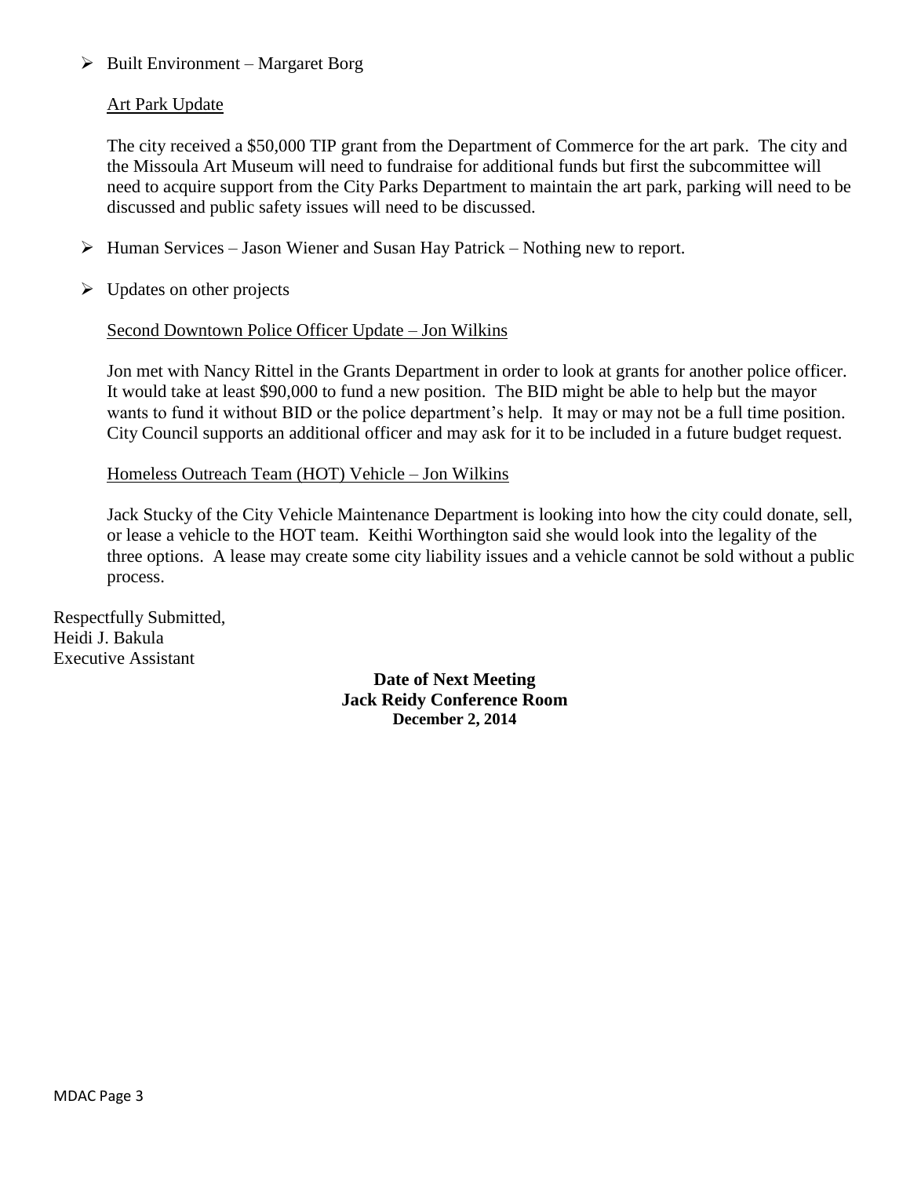- Built Environment – Margaret Borg

  Art Park Update

  The city received a $50,000 TIP grant from the Department of Commerce for the art park. The city and the Missoula Art Museum will need to fundraise for additional funds but first the subcommittee will need to acquire support from the City Parks Department to maintain the art park, parking will need to be discussed and public safety issues will need to be discussed.

- Human Services – Jason Wiener and Susan Hay Patrick – Nothing new to report.

- Updates on other projects

  Second Downtown Police Officer Update – Jon Wilkins

  Jon met with Nancy Rittel in the Grants Department in order to look at grants for another police officer. It would take at least $90,000 to fund a new position. The BID might be able to help but the mayor wants to fund it without BID or the police department's help. It may or may not be a full time position. City Council supports an additional officer and may ask for it to be included in a future budget request.

  Homeless Outreach Team (HOT) Vehicle – Jon Wilkins

  Jack Stucky of the City Vehicle Maintenance Department is looking into how the city could donate, sell, or lease a vehicle to the HOT team. Keithi Worthington said she would look into the legality of the three options. A lease may create some city liability issues and a vehicle cannot be sold without a public process.

Respectfully Submitted,
Heidi J. Bakula
Executive Assistant

**Date of Next Meeting**
**Jack Reidy Conference Room**
**December 2, 2014**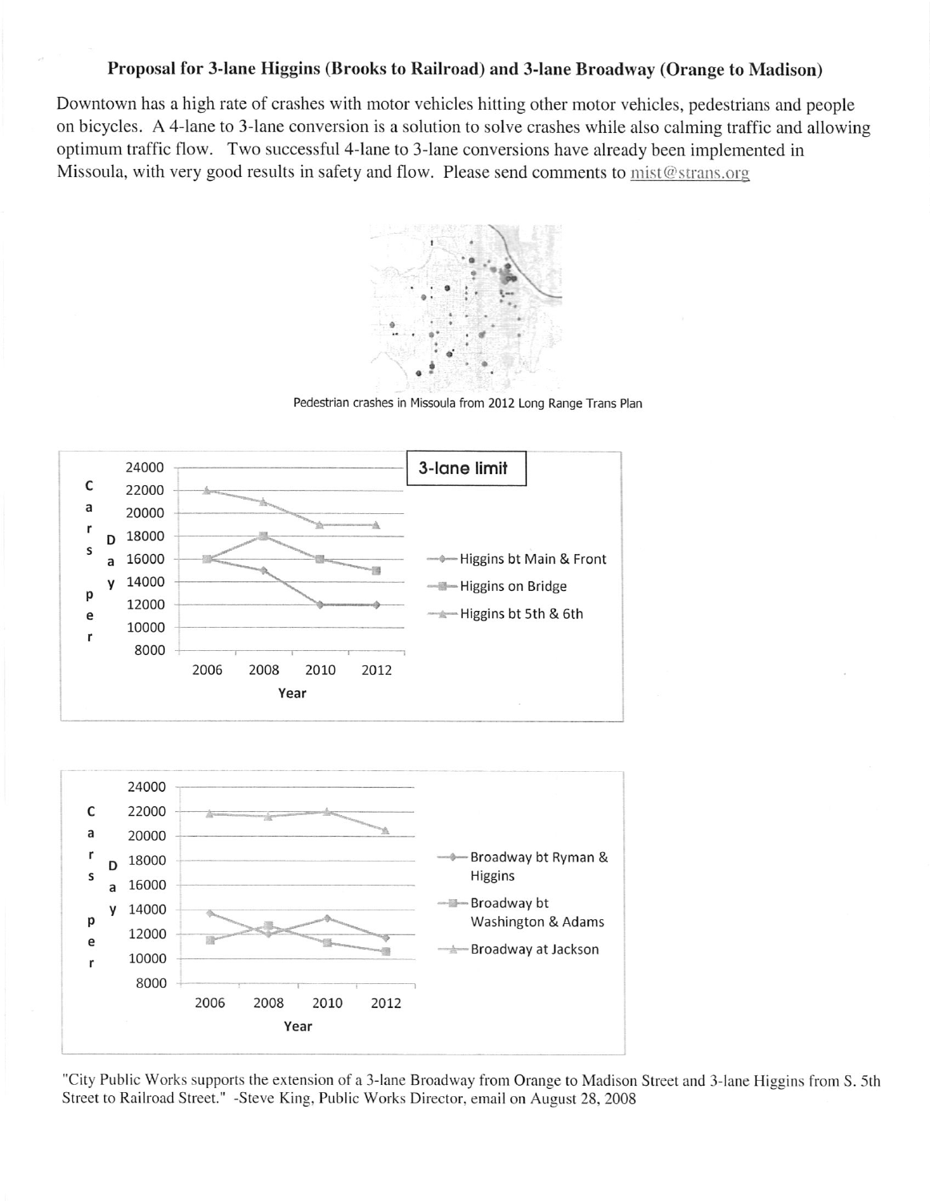**Proposal for 3-lane Higgins (Brooks to Railroad) and 3-lane Broadway (Orange to Madison)**

Downtown has a high rate of crashes with motor vehicles hitting other motor vehicles, pedestrians and people on bicycles. A 4-lane to 3-lane conversion is a solution to solve crashes while also calming traffic and allowing optimum traffic flow. Two successful 4-lane to 3-lane conversions have already been implemented in Missoula, with very good results in safety and flow. Please send comments to mist@strans.org

Pedestrian crashes in Missoula from 2012 Long Range Trans Plan

Cars per Day (y-axis, 8000–24000) by Year (2006, 2008, 2010, 2012)

3-lane limit

- Higgins bt Main & Front
- Higgins on Bridge
- Higgins bt 5th & 6th

Cars per Day (y-axis, 8000–24000) by Year (2006, 2008, 2010, 2012)

- Broadway bt Ryman & Higgins
- Broadway bt Washington & Adams
- Broadway at Jackson

"City Public Works supports the extension of a 3-lane Broadway from Orange to Madison Street and 3-lane Higgins from S. 5th Street to Railroad Street." -Steve King, Public Works Director, email on August 28, 2008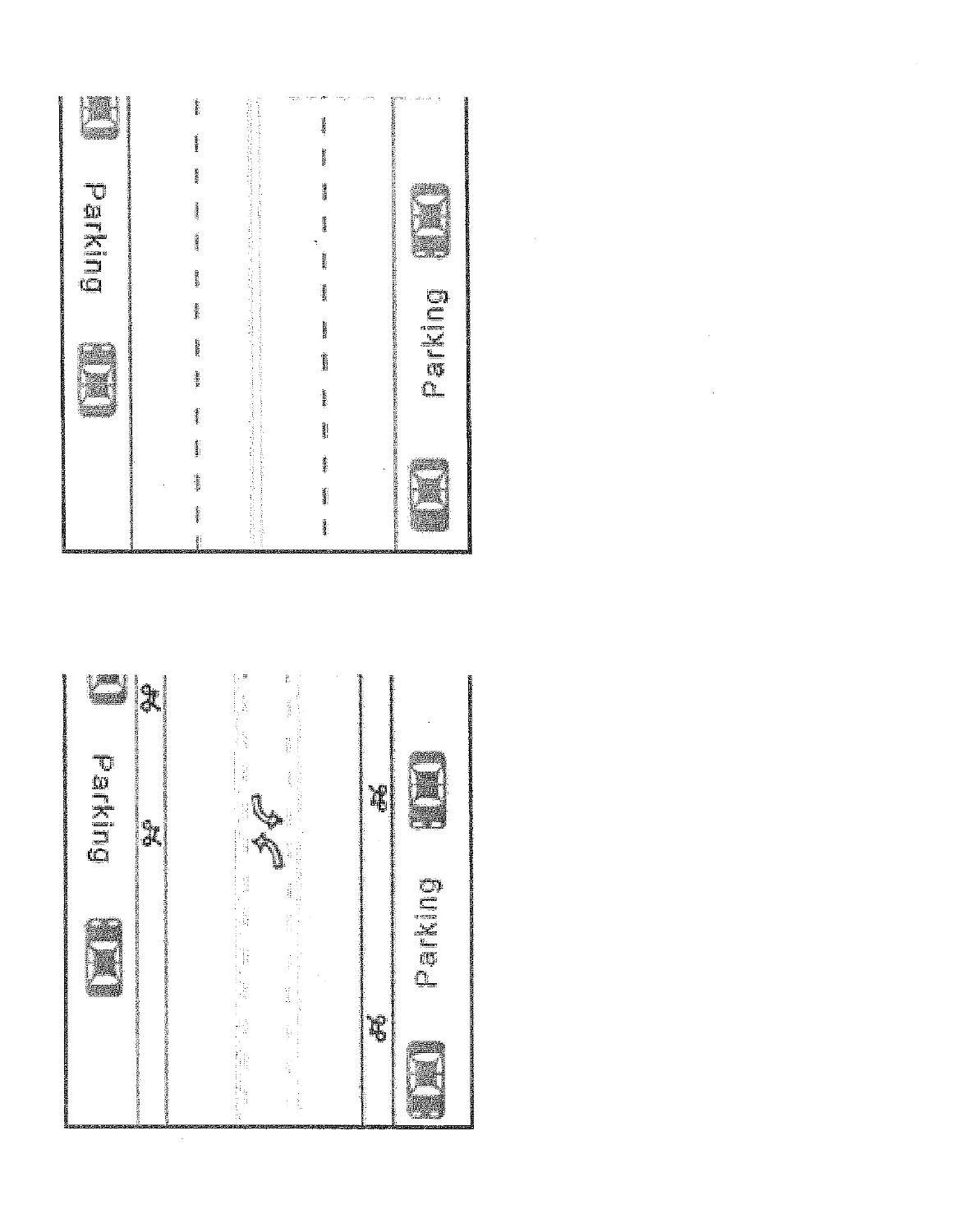Parking

Parking

Parking

Parking